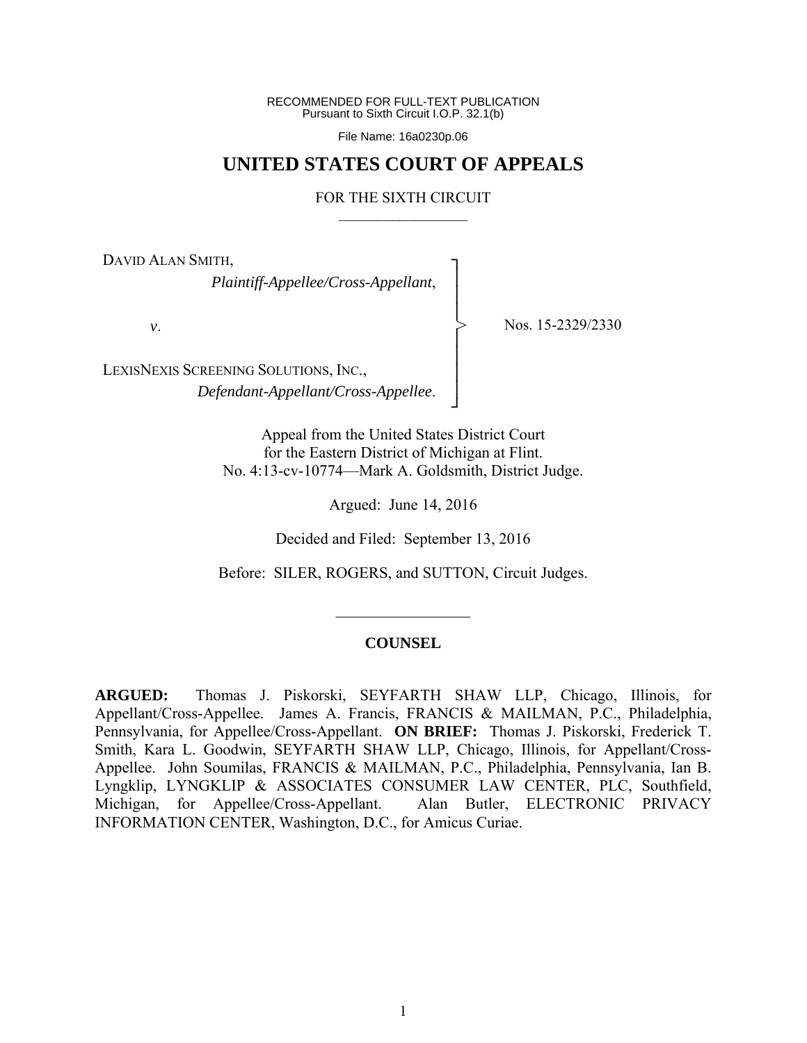RECOMMENDED FOR FULL-TEXT PUBLICATION
Pursuant to Sixth Circuit I.O.P. 32.1(b)

File Name: 16a0230p.06

# UNITED STATES COURT OF APPEALS

## FOR THE SIXTH CIRCUIT

DAVID ALAN SMITH,
*Plaintiff-Appellee/Cross-Appellant*,

*v*.

LEXISNEXIS SCREENING SOLUTIONS, INC.,
*Defendant-Appellant/Cross-Appellee*.

Nos. 15-2329/2330

Appeal from the United States District Court
for the Eastern District of Michigan at Flint.
No. 4:13-cv-10774—Mark A. Goldsmith, District Judge.

Argued: June 14, 2016

Decided and Filed: September 13, 2016

Before: SILER, ROGERS, and SUTTON, Circuit Judges.

---

### COUNSEL

**ARGUED:** Thomas J. Piskorski, SEYFARTH SHAW LLP, Chicago, Illinois, for Appellant/Cross-Appellee. James A. Francis, FRANCIS & MAILMAN, P.C., Philadelphia, Pennsylvania, for Appellee/Cross-Appellant. **ON BRIEF:** Thomas J. Piskorski, Frederick T. Smith, Kara L. Goodwin, SEYFARTH SHAW LLP, Chicago, Illinois, for Appellant/Cross-Appellee. John Soumilas, FRANCIS & MAILMAN, P.C., Philadelphia, Pennsylvania, Ian B. Lyngklip, LYNGKLIP & ASSOCIATES CONSUMER LAW CENTER, PLC, Southfield, Michigan, for Appellee/Cross-Appellant. Alan Butler, ELECTRONIC PRIVACY INFORMATION CENTER, Washington, D.C., for Amicus Curiae.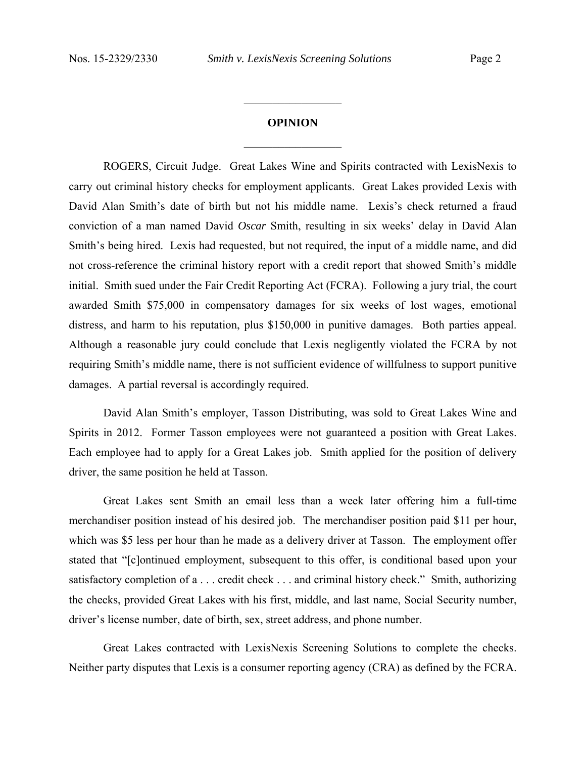## OPINION

ROGERS, Circuit Judge. Great Lakes Wine and Spirits contracted with LexisNexis to carry out criminal history checks for employment applicants. Great Lakes provided Lexis with David Alan Smith's date of birth but not his middle name. Lexis's check returned a fraud conviction of a man named David *Oscar* Smith, resulting in six weeks' delay in David Alan Smith's being hired. Lexis had requested, but not required, the input of a middle name, and did not cross-reference the criminal history report with a credit report that showed Smith's middle initial. Smith sued under the Fair Credit Reporting Act (FCRA). Following a jury trial, the court awarded Smith $75,000 in compensatory damages for six weeks of lost wages, emotional distress, and harm to his reputation, plus $150,000 in punitive damages. Both parties appeal. Although a reasonable jury could conclude that Lexis negligently violated the FCRA by not requiring Smith's middle name, there is not sufficient evidence of willfulness to support punitive damages. A partial reversal is accordingly required.

David Alan Smith's employer, Tasson Distributing, was sold to Great Lakes Wine and Spirits in 2012. Former Tasson employees were not guaranteed a position with Great Lakes. Each employee had to apply for a Great Lakes job. Smith applied for the position of delivery driver, the same position he held at Tasson.

Great Lakes sent Smith an email less than a week later offering him a full-time merchandiser position instead of his desired job. The merchandiser position paid $11 per hour, which was $5 less per hour than he made as a delivery driver at Tasson. The employment offer stated that "[c]ontinued employment, subsequent to this offer, is conditional based upon your satisfactory completion of a . . . credit check . . . and criminal history check." Smith, authorizing the checks, provided Great Lakes with his first, middle, and last name, Social Security number, driver's license number, date of birth, sex, street address, and phone number.

Great Lakes contracted with LexisNexis Screening Solutions to complete the checks. Neither party disputes that Lexis is a consumer reporting agency (CRA) as defined by the FCRA.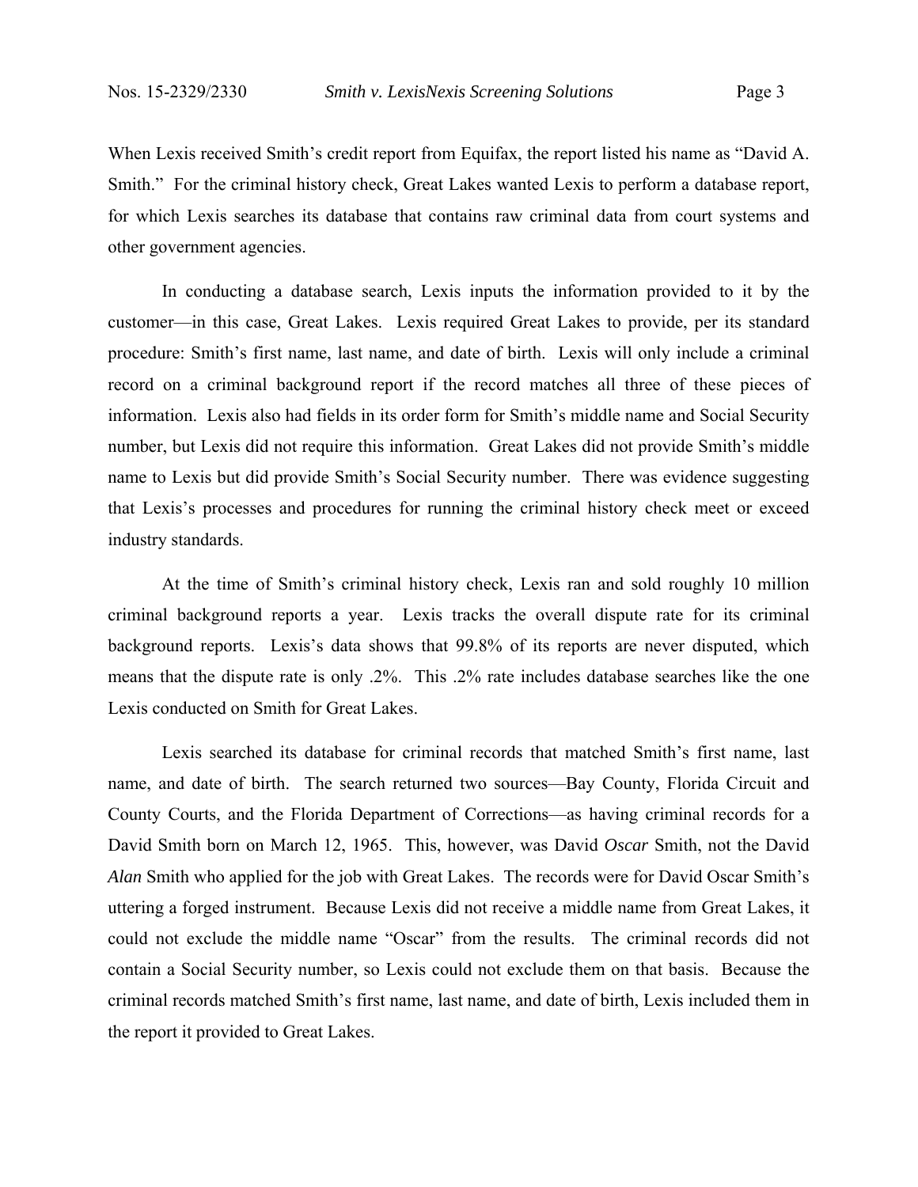When Lexis received Smith's credit report from Equifax, the report listed his name as "David A. Smith." For the criminal history check, Great Lakes wanted Lexis to perform a database report, for which Lexis searches its database that contains raw criminal data from court systems and other government agencies.

In conducting a database search, Lexis inputs the information provided to it by the customer—in this case, Great Lakes. Lexis required Great Lakes to provide, per its standard procedure: Smith's first name, last name, and date of birth. Lexis will only include a criminal record on a criminal background report if the record matches all three of these pieces of information. Lexis also had fields in its order form for Smith's middle name and Social Security number, but Lexis did not require this information. Great Lakes did not provide Smith's middle name to Lexis but did provide Smith's Social Security number. There was evidence suggesting that Lexis's processes and procedures for running the criminal history check meet or exceed industry standards.

At the time of Smith's criminal history check, Lexis ran and sold roughly 10 million criminal background reports a year. Lexis tracks the overall dispute rate for its criminal background reports. Lexis's data shows that 99.8% of its reports are never disputed, which means that the dispute rate is only .2%. This .2% rate includes database searches like the one Lexis conducted on Smith for Great Lakes.

Lexis searched its database for criminal records that matched Smith's first name, last name, and date of birth. The search returned two sources—Bay County, Florida Circuit and County Courts, and the Florida Department of Corrections—as having criminal records for a David Smith born on March 12, 1965. This, however, was David *Oscar* Smith, not the David *Alan* Smith who applied for the job with Great Lakes. The records were for David Oscar Smith's uttering a forged instrument. Because Lexis did not receive a middle name from Great Lakes, it could not exclude the middle name "Oscar" from the results. The criminal records did not contain a Social Security number, so Lexis could not exclude them on that basis. Because the criminal records matched Smith's first name, last name, and date of birth, Lexis included them in the report it provided to Great Lakes.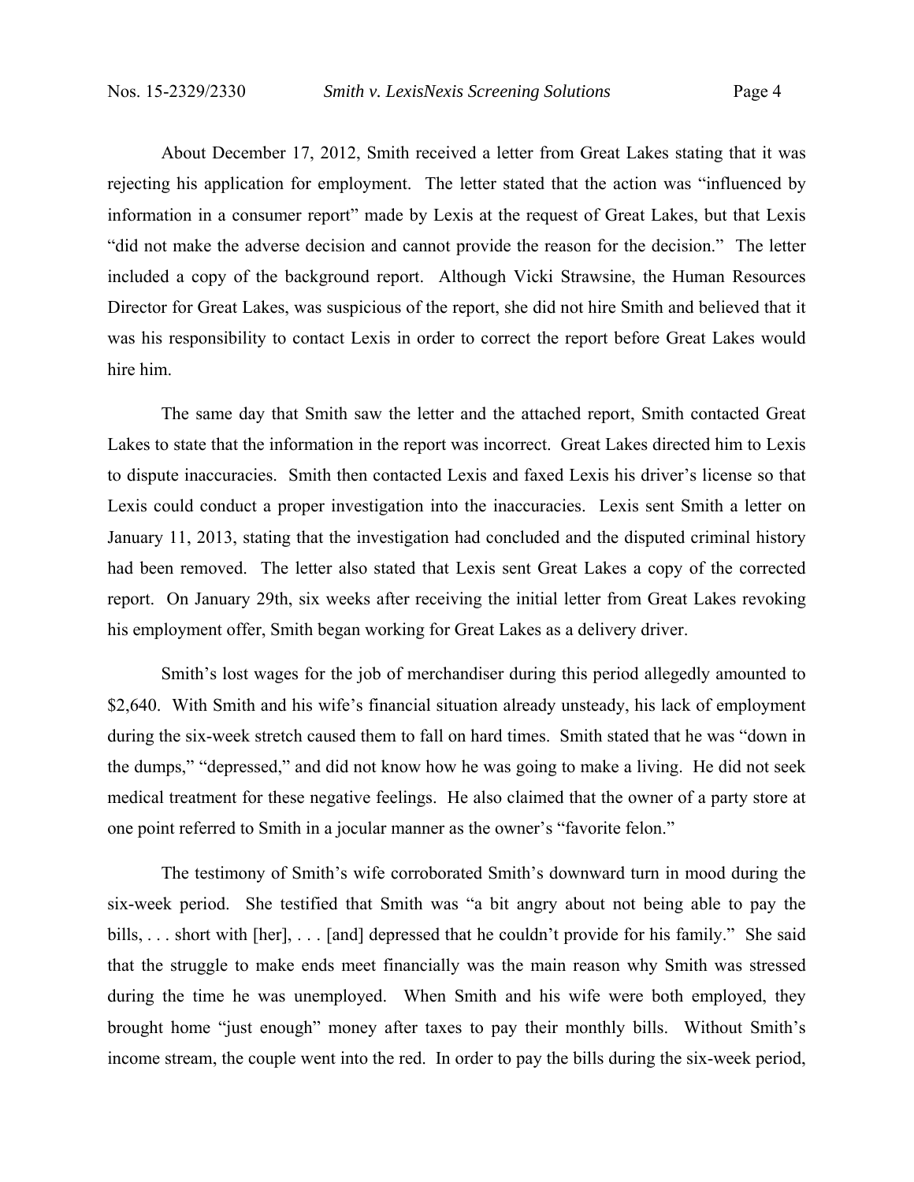About December 17, 2012, Smith received a letter from Great Lakes stating that it was rejecting his application for employment. The letter stated that the action was "influenced by information in a consumer report" made by Lexis at the request of Great Lakes, but that Lexis "did not make the adverse decision and cannot provide the reason for the decision." The letter included a copy of the background report. Although Vicki Strawsine, the Human Resources Director for Great Lakes, was suspicious of the report, she did not hire Smith and believed that it was his responsibility to contact Lexis in order to correct the report before Great Lakes would hire him.

The same day that Smith saw the letter and the attached report, Smith contacted Great Lakes to state that the information in the report was incorrect. Great Lakes directed him to Lexis to dispute inaccuracies. Smith then contacted Lexis and faxed Lexis his driver's license so that Lexis could conduct a proper investigation into the inaccuracies. Lexis sent Smith a letter on January 11, 2013, stating that the investigation had concluded and the disputed criminal history had been removed. The letter also stated that Lexis sent Great Lakes a copy of the corrected report. On January 29th, six weeks after receiving the initial letter from Great Lakes revoking his employment offer, Smith began working for Great Lakes as a delivery driver.

Smith's lost wages for the job of merchandiser during this period allegedly amounted to \$2,640. With Smith and his wife's financial situation already unsteady, his lack of employment during the six-week stretch caused them to fall on hard times. Smith stated that he was "down in the dumps," "depressed," and did not know how he was going to make a living. He did not seek medical treatment for these negative feelings. He also claimed that the owner of a party store at one point referred to Smith in a jocular manner as the owner's "favorite felon."

The testimony of Smith's wife corroborated Smith's downward turn in mood during the six-week period. She testified that Smith was "a bit angry about not being able to pay the bills, . . . short with [her], . . . [and] depressed that he couldn't provide for his family." She said that the struggle to make ends meet financially was the main reason why Smith was stressed during the time he was unemployed. When Smith and his wife were both employed, they brought home "just enough" money after taxes to pay their monthly bills. Without Smith's income stream, the couple went into the red. In order to pay the bills during the six-week period,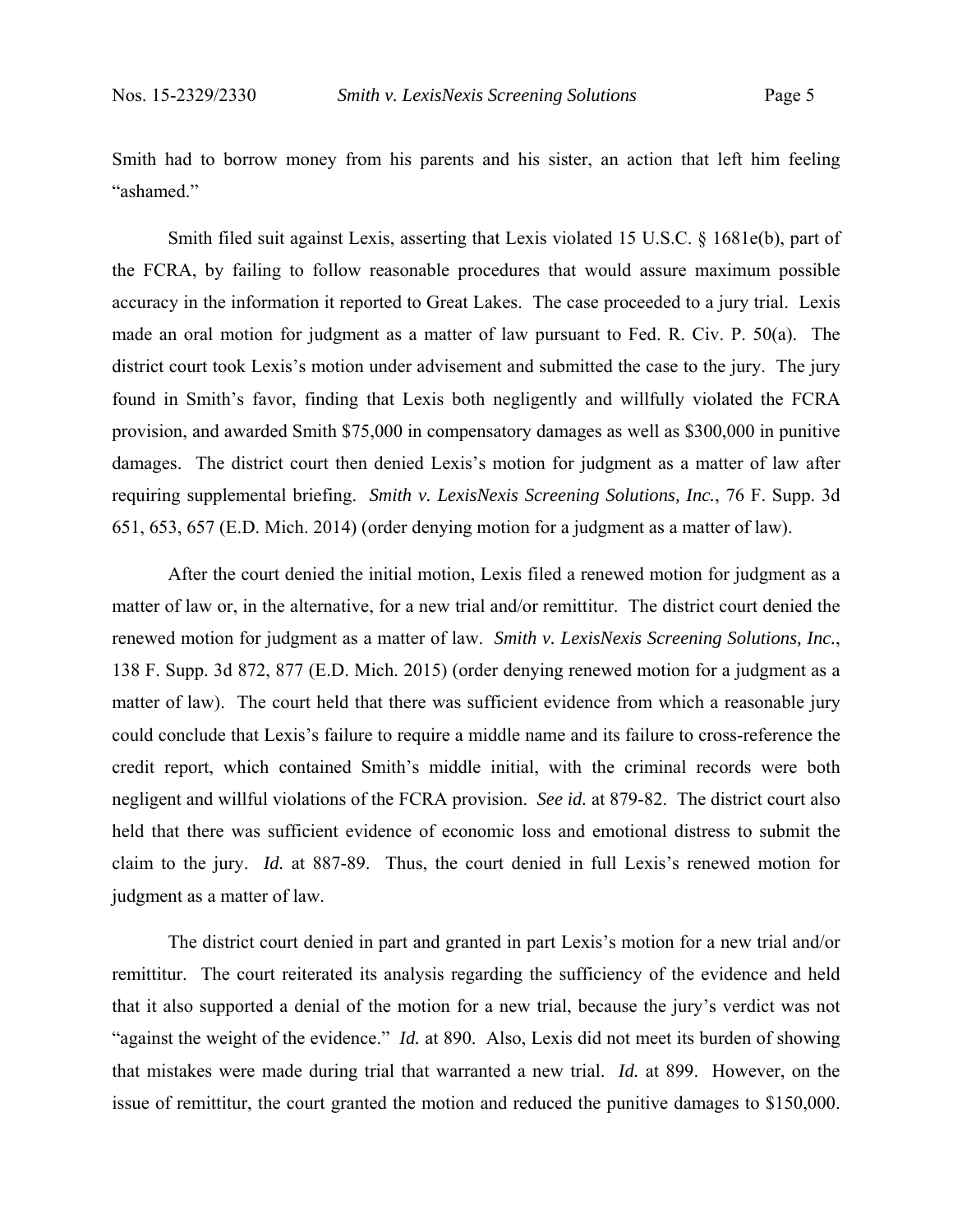Smith had to borrow money from his parents and his sister, an action that left him feeling "ashamed."

Smith filed suit against Lexis, asserting that Lexis violated 15 U.S.C. § 1681e(b), part of the FCRA, by failing to follow reasonable procedures that would assure maximum possible accuracy in the information it reported to Great Lakes. The case proceeded to a jury trial. Lexis made an oral motion for judgment as a matter of law pursuant to Fed. R. Civ. P. 50(a). The district court took Lexis's motion under advisement and submitted the case to the jury. The jury found in Smith's favor, finding that Lexis both negligently and willfully violated the FCRA provision, and awarded Smith $75,000 in compensatory damages as well as $300,000 in punitive damages. The district court then denied Lexis's motion for judgment as a matter of law after requiring supplemental briefing. *Smith v. LexisNexis Screening Solutions, Inc.*, 76 F. Supp. 3d 651, 653, 657 (E.D. Mich. 2014) (order denying motion for a judgment as a matter of law).

After the court denied the initial motion, Lexis filed a renewed motion for judgment as a matter of law or, in the alternative, for a new trial and/or remittitur. The district court denied the renewed motion for judgment as a matter of law. *Smith v. LexisNexis Screening Solutions, Inc.*, 138 F. Supp. 3d 872, 877 (E.D. Mich. 2015) (order denying renewed motion for a judgment as a matter of law). The court held that there was sufficient evidence from which a reasonable jury could conclude that Lexis's failure to require a middle name and its failure to cross-reference the credit report, which contained Smith's middle initial, with the criminal records were both negligent and willful violations of the FCRA provision. *See id.* at 879-82. The district court also held that there was sufficient evidence of economic loss and emotional distress to submit the claim to the jury. *Id.* at 887-89. Thus, the court denied in full Lexis's renewed motion for judgment as a matter of law.

The district court denied in part and granted in part Lexis's motion for a new trial and/or remittitur. The court reiterated its analysis regarding the sufficiency of the evidence and held that it also supported a denial of the motion for a new trial, because the jury's verdict was not "against the weight of the evidence." *Id.* at 890. Also, Lexis did not meet its burden of showing that mistakes were made during trial that warranted a new trial. *Id.* at 899. However, on the issue of remittitur, the court granted the motion and reduced the punitive damages to $150,000.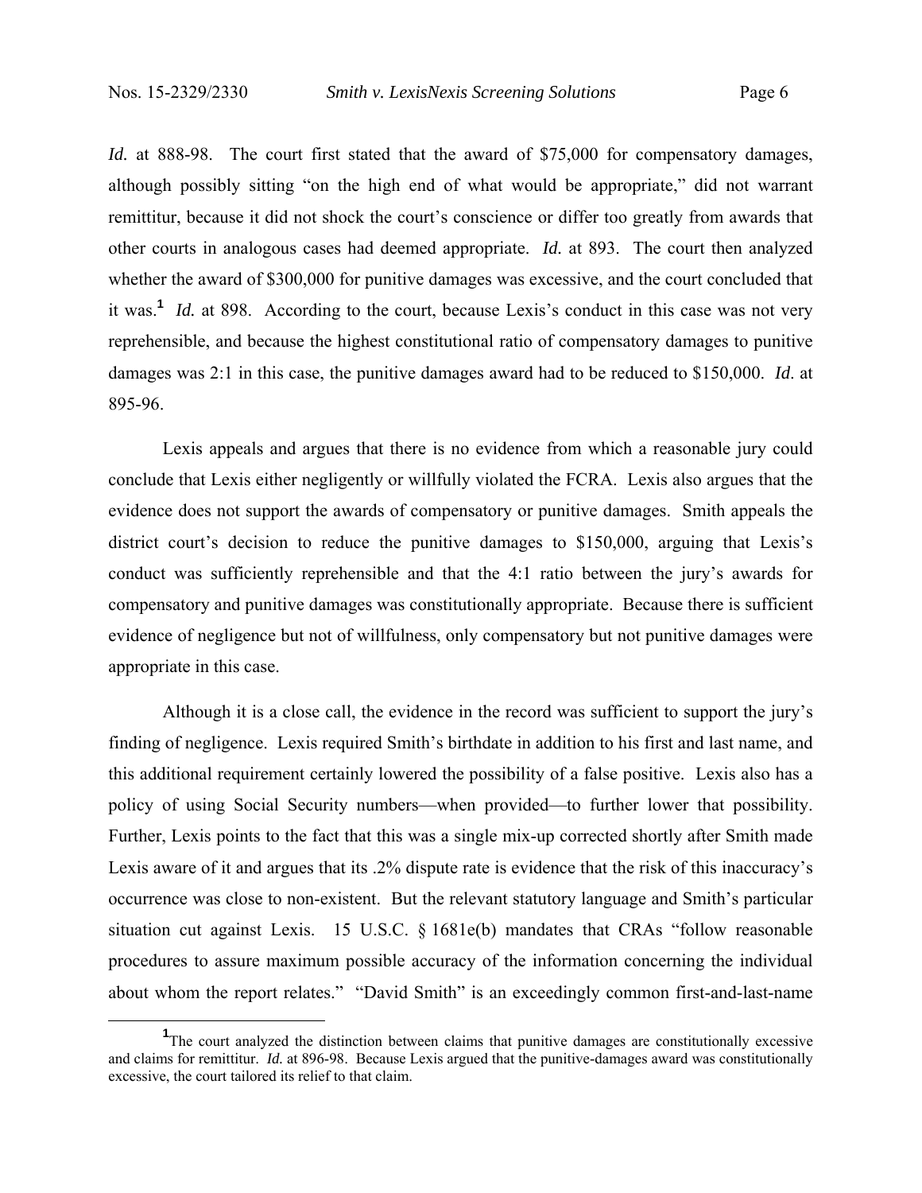*Id.* at 888-98. The court first stated that the award of $75,000 for compensatory damages, although possibly sitting "on the high end of what would be appropriate," did not warrant remittitur, because it did not shock the court's conscience or differ too greatly from awards that other courts in analogous cases had deemed appropriate. *Id.* at 893. The court then analyzed whether the award of $300,000 for punitive damages was excessive, and the court concluded that it was.[1] *Id.* at 898. According to the court, because Lexis's conduct in this case was not very reprehensible, and because the highest constitutional ratio of compensatory damages to punitive damages was 2:1 in this case, the punitive damages award had to be reduced to $150,000. *Id*. at 895-96.

Lexis appeals and argues that there is no evidence from which a reasonable jury could conclude that Lexis either negligently or willfully violated the FCRA. Lexis also argues that the evidence does not support the awards of compensatory or punitive damages. Smith appeals the district court's decision to reduce the punitive damages to $150,000, arguing that Lexis's conduct was sufficiently reprehensible and that the 4:1 ratio between the jury's awards for compensatory and punitive damages was constitutionally appropriate. Because there is sufficient evidence of negligence but not of willfulness, only compensatory but not punitive damages were appropriate in this case.

Although it is a close call, the evidence in the record was sufficient to support the jury's finding of negligence. Lexis required Smith's birthdate in addition to his first and last name, and this additional requirement certainly lowered the possibility of a false positive. Lexis also has a policy of using Social Security numbers—when provided—to further lower that possibility. Further, Lexis points to the fact that this was a single mix-up corrected shortly after Smith made Lexis aware of it and argues that its .2% dispute rate is evidence that the risk of this inaccuracy's occurrence was close to non-existent. But the relevant statutory language and Smith's particular situation cut against Lexis. 15 U.S.C. § 1681e(b) mandates that CRAs "follow reasonable procedures to assure maximum possible accuracy of the information concerning the individual about whom the report relates." "David Smith" is an exceedingly common first-and-last-name

---

[1] The court analyzed the distinction between claims that punitive damages are constitutionally excessive and claims for remittitur. *Id.* at 896-98. Because Lexis argued that the punitive-damages award was constitutionally excessive, the court tailored its relief to that claim.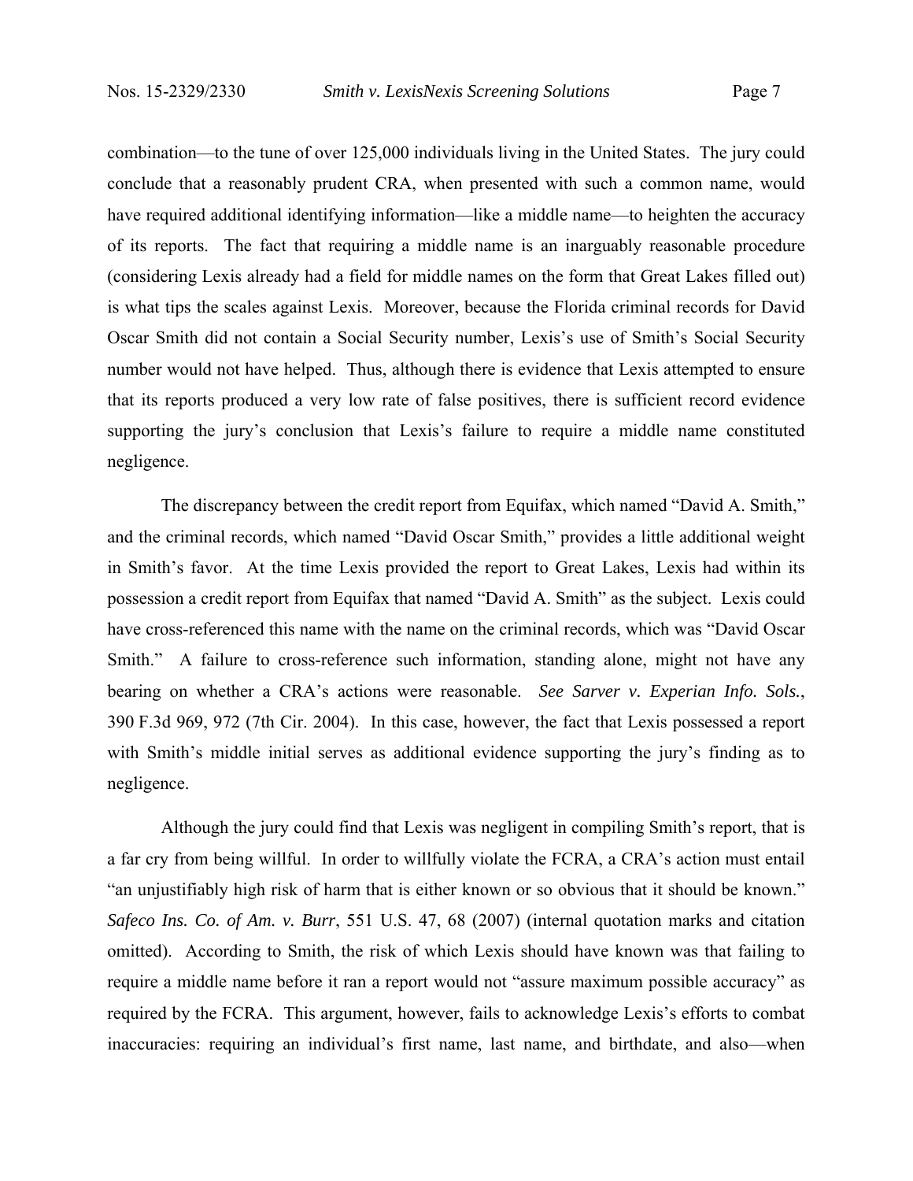combination—to the tune of over 125,000 individuals living in the United States. The jury could conclude that a reasonably prudent CRA, when presented with such a common name, would have required additional identifying information—like a middle name—to heighten the accuracy of its reports. The fact that requiring a middle name is an inarguably reasonable procedure (considering Lexis already had a field for middle names on the form that Great Lakes filled out) is what tips the scales against Lexis. Moreover, because the Florida criminal records for David Oscar Smith did not contain a Social Security number, Lexis's use of Smith's Social Security number would not have helped. Thus, although there is evidence that Lexis attempted to ensure that its reports produced a very low rate of false positives, there is sufficient record evidence supporting the jury's conclusion that Lexis's failure to require a middle name constituted negligence.

The discrepancy between the credit report from Equifax, which named "David A. Smith," and the criminal records, which named "David Oscar Smith," provides a little additional weight in Smith's favor. At the time Lexis provided the report to Great Lakes, Lexis had within its possession a credit report from Equifax that named "David A. Smith" as the subject. Lexis could have cross-referenced this name with the name on the criminal records, which was "David Oscar Smith." A failure to cross-reference such information, standing alone, might not have any bearing on whether a CRA's actions were reasonable. *See Sarver v. Experian Info. Sols.*, 390 F.3d 969, 972 (7th Cir. 2004). In this case, however, the fact that Lexis possessed a report with Smith's middle initial serves as additional evidence supporting the jury's finding as to negligence.

Although the jury could find that Lexis was negligent in compiling Smith's report, that is a far cry from being willful. In order to willfully violate the FCRA, a CRA's action must entail "an unjustifiably high risk of harm that is either known or so obvious that it should be known." *Safeco Ins. Co. of Am. v. Burr*, 551 U.S. 47, 68 (2007) (internal quotation marks and citation omitted). According to Smith, the risk of which Lexis should have known was that failing to require a middle name before it ran a report would not "assure maximum possible accuracy" as required by the FCRA. This argument, however, fails to acknowledge Lexis's efforts to combat inaccuracies: requiring an individual's first name, last name, and birthdate, and also—when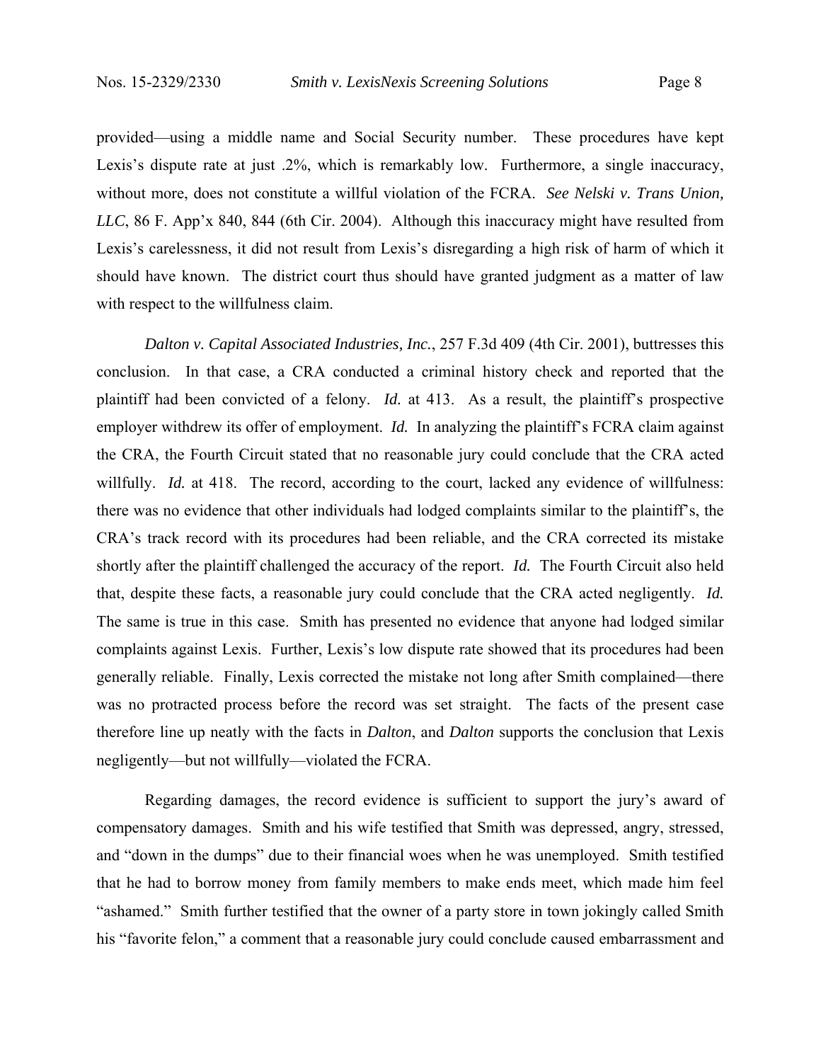provided—using a middle name and Social Security number. These procedures have kept Lexis's dispute rate at just .2%, which is remarkably low. Furthermore, a single inaccuracy, without more, does not constitute a willful violation of the FCRA. *See Nelski v. Trans Union, LLC*, 86 F. App'x 840, 844 (6th Cir. 2004). Although this inaccuracy might have resulted from Lexis's carelessness, it did not result from Lexis's disregarding a high risk of harm of which it should have known. The district court thus should have granted judgment as a matter of law with respect to the willfulness claim.

*Dalton v. Capital Associated Industries, Inc.*, 257 F.3d 409 (4th Cir. 2001), buttresses this conclusion. In that case, a CRA conducted a criminal history check and reported that the plaintiff had been convicted of a felony. *Id.* at 413. As a result, the plaintiff's prospective employer withdrew its offer of employment. *Id.* In analyzing the plaintiff's FCRA claim against the CRA, the Fourth Circuit stated that no reasonable jury could conclude that the CRA acted willfully. *Id.* at 418. The record, according to the court, lacked any evidence of willfulness: there was no evidence that other individuals had lodged complaints similar to the plaintiff's, the CRA's track record with its procedures had been reliable, and the CRA corrected its mistake shortly after the plaintiff challenged the accuracy of the report. *Id.* The Fourth Circuit also held that, despite these facts, a reasonable jury could conclude that the CRA acted negligently. *Id.* The same is true in this case. Smith has presented no evidence that anyone had lodged similar complaints against Lexis. Further, Lexis's low dispute rate showed that its procedures had been generally reliable. Finally, Lexis corrected the mistake not long after Smith complained—there was no protracted process before the record was set straight. The facts of the present case therefore line up neatly with the facts in *Dalton*, and *Dalton* supports the conclusion that Lexis negligently—but not willfully—violated the FCRA.

Regarding damages, the record evidence is sufficient to support the jury's award of compensatory damages. Smith and his wife testified that Smith was depressed, angry, stressed, and "down in the dumps" due to their financial woes when he was unemployed. Smith testified that he had to borrow money from family members to make ends meet, which made him feel "ashamed." Smith further testified that the owner of a party store in town jokingly called Smith his "favorite felon," a comment that a reasonable jury could conclude caused embarrassment and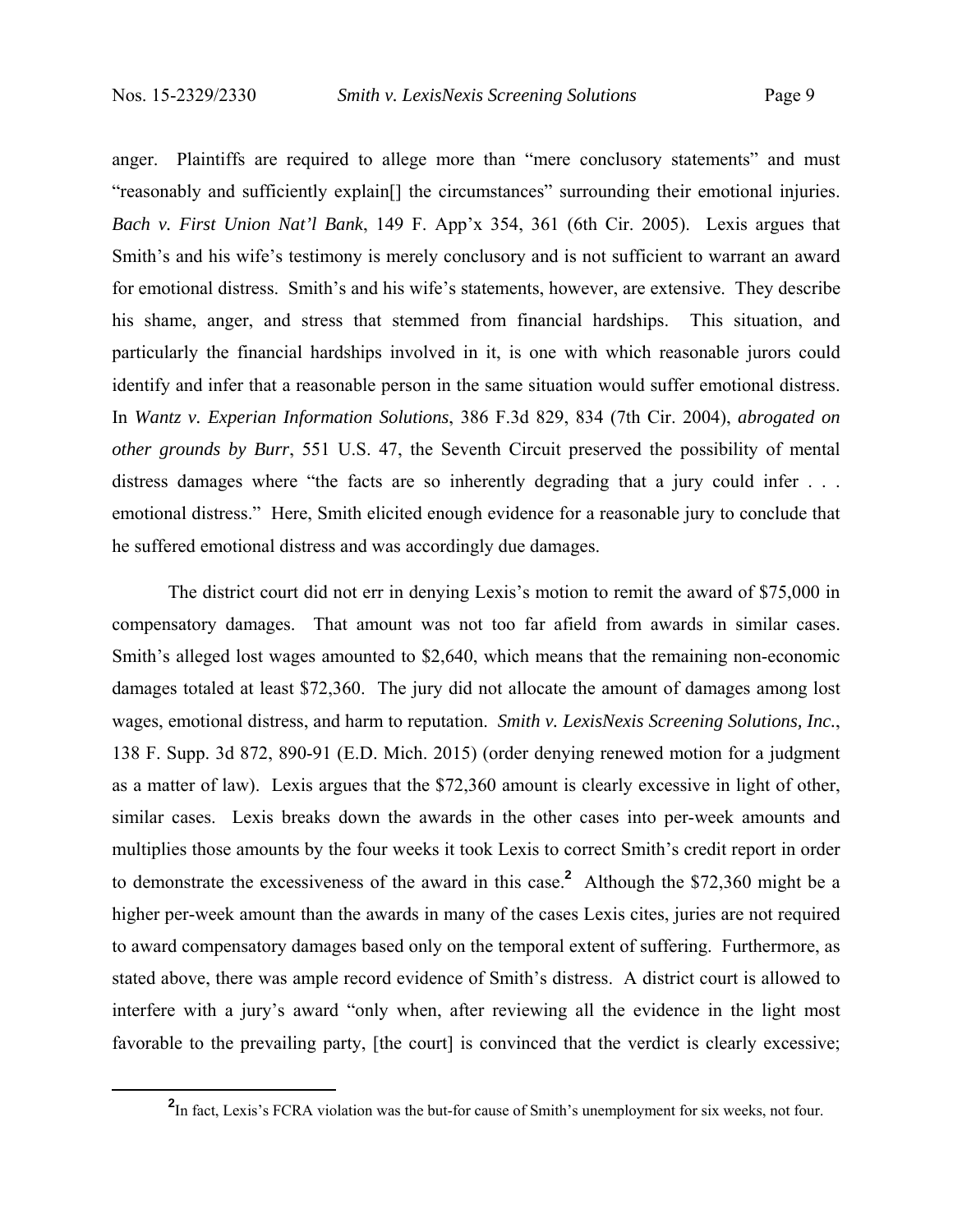anger. Plaintiffs are required to allege more than "mere conclusory statements" and must "reasonably and sufficiently explain[] the circumstances" surrounding their emotional injuries. *Bach v. First Union Nat'l Bank*, 149 F. App'x 354, 361 (6th Cir. 2005). Lexis argues that Smith's and his wife's testimony is merely conclusory and is not sufficient to warrant an award for emotional distress. Smith's and his wife's statements, however, are extensive. They describe his shame, anger, and stress that stemmed from financial hardships. This situation, and particularly the financial hardships involved in it, is one with which reasonable jurors could identify and infer that a reasonable person in the same situation would suffer emotional distress. In *Wantz v. Experian Information Solutions*, 386 F.3d 829, 834 (7th Cir. 2004), *abrogated on other grounds by Burr*, 551 U.S. 47, the Seventh Circuit preserved the possibility of mental distress damages where "the facts are so inherently degrading that a jury could infer . . . emotional distress." Here, Smith elicited enough evidence for a reasonable jury to conclude that he suffered emotional distress and was accordingly due damages.

The district court did not err in denying Lexis's motion to remit the award of $75,000 in compensatory damages. That amount was not too far afield from awards in similar cases. Smith's alleged lost wages amounted to $2,640, which means that the remaining non-economic damages totaled at least $72,360. The jury did not allocate the amount of damages among lost wages, emotional distress, and harm to reputation. *Smith v. LexisNexis Screening Solutions, Inc.*, 138 F. Supp. 3d 872, 890-91 (E.D. Mich. 2015) (order denying renewed motion for a judgment as a matter of law). Lexis argues that the $72,360 amount is clearly excessive in light of other, similar cases. Lexis breaks down the awards in the other cases into per-week amounts and multiplies those amounts by the four weeks it took Lexis to correct Smith's credit report in order to demonstrate the excessiveness of the award in this case.[2] Although the $72,360 might be a higher per-week amount than the awards in many of the cases Lexis cites, juries are not required to award compensatory damages based only on the temporal extent of suffering. Furthermore, as stated above, there was ample record evidence of Smith's distress. A district court is allowed to interfere with a jury's award "only when, after reviewing all the evidence in the light most favorable to the prevailing party, [the court] is convinced that the verdict is clearly excessive;

[2] In fact, Lexis's FCRA violation was the but-for cause of Smith's unemployment for six weeks, not four.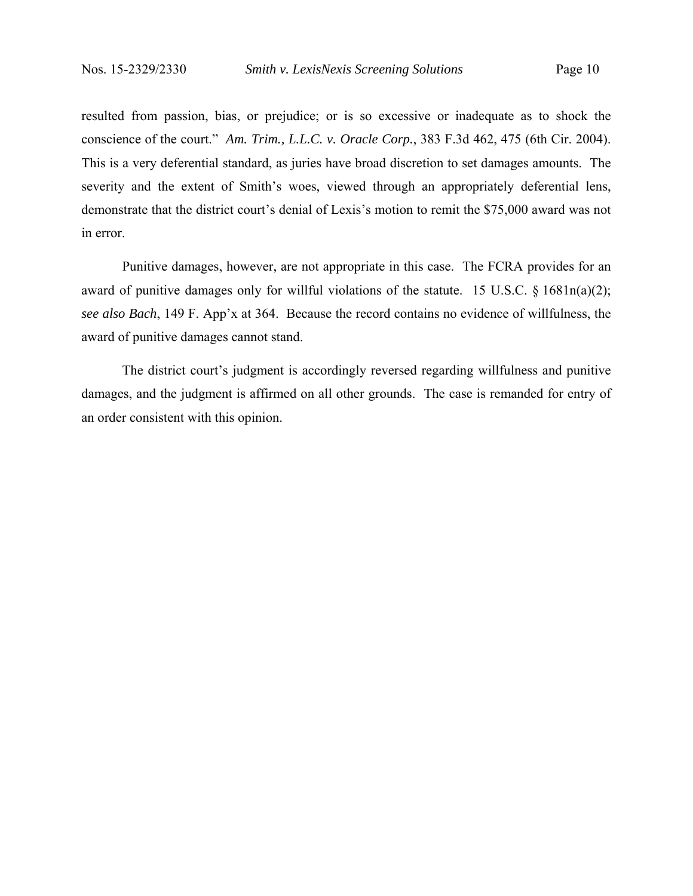resulted from passion, bias, or prejudice; or is so excessive or inadequate as to shock the conscience of the court." *Am. Trim., L.L.C. v. Oracle Corp.*, 383 F.3d 462, 475 (6th Cir. 2004). This is a very deferential standard, as juries have broad discretion to set damages amounts. The severity and the extent of Smith's woes, viewed through an appropriately deferential lens, demonstrate that the district court's denial of Lexis's motion to remit the $75,000 award was not in error.

Punitive damages, however, are not appropriate in this case. The FCRA provides for an award of punitive damages only for willful violations of the statute. 15 U.S.C. § 1681n(a)(2); *see also Bach*, 149 F. App'x at 364. Because the record contains no evidence of willfulness, the award of punitive damages cannot stand.

The district court's judgment is accordingly reversed regarding willfulness and punitive damages, and the judgment is affirmed on all other grounds. The case is remanded for entry of an order consistent with this opinion.